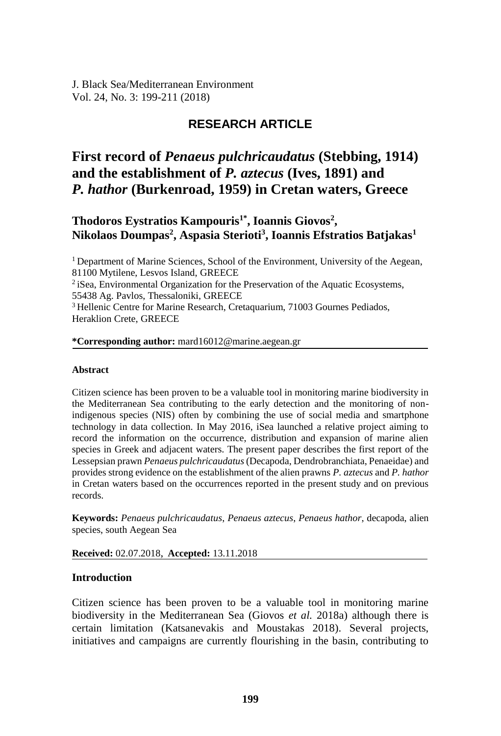J. Black Sea/Mediterranean Environment
Vol. 24, No. 3: 199-211 (2018)

**RESEARCH ARTICLE**

# First record of *Penaeus pulchricaudatus* (Stebbing, 1914) and the establishment of *P. aztecus* (Ives, 1891) and *P. hathor* (Burkenroad, 1959) in Cretan waters, Greece

**Thodoros Eystratios Kampouris[1*], Ioannis Giovos[2], Nikolaos Doumpas[2], Aspasia Sterioti[3], Ioannis Efstratios Batjakas[1]**

[1] Department of Marine Sciences, School of the Environment, University of the Aegean, 81100 Mytilene, Lesvos Island, GREECE
[2] iSea, Environmental Organization for the Preservation of the Aquatic Ecosystems, 55438 Ag. Pavlos, Thessaloniki, GREECE
[3] Hellenic Centre for Marine Research, Cretaquarium, 71003 Gournes Pediados, Heraklion Crete, GREECE

**\*Corresponding author:** mard16012@marine.aegean.gr

#### Abstract

Citizen science has been proven to be a valuable tool in monitoring marine biodiversity in the Mediterranean Sea contributing to the early detection and the monitoring of non-indigenous species (NIS) often by combining the use of social media and smartphone technology in data collection. In May 2016, iSea launched a relative project aiming to record the information on the occurrence, distribution and expansion of marine alien species in Greek and adjacent waters. The present paper describes the first report of the Lessepsian prawn *Penaeus pulchricaudatus* (Decapoda, Dendrobranchiata, Penaeidae) and provides strong evidence on the establishment of the alien prawns *P. aztecus* and *P. hathor* in Cretan waters based on the occurrences reported in the present study and on previous records.

**Keywords:** *Penaeus pulchricaudatus*, *Penaeus aztecus*, *Penaeus hathor*, decapoda, alien species, south Aegean Sea

**Received:** 02.07.2018, **Accepted:** 13.11.2018

## Introduction

Citizen science has been proven to be a valuable tool in monitoring marine biodiversity in the Mediterranean Sea (Giovos *et al.* 2018a) although there is certain limitation (Katsanevakis and Moustakas 2018). Several projects, initiatives and campaigns are currently flourishing in the basin, contributing to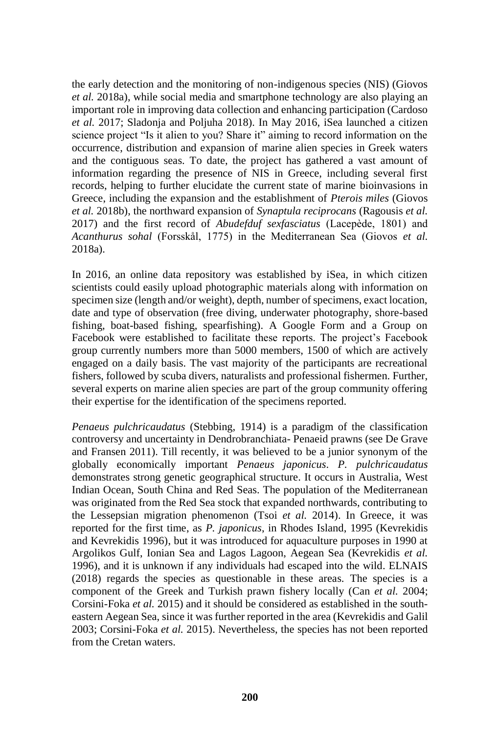the early detection and the monitoring of non-indigenous species (NIS) (Giovos *et al.* 2018a), while social media and smartphone technology are also playing an important role in improving data collection and enhancing participation (Cardoso *et al.* 2017; Sladonja and Poljuha 2018). In May 2016, iSea launched a citizen science project "Is it alien to you? Share it" aiming to record information on the occurrence, distribution and expansion of marine alien species in Greek waters and the contiguous seas. To date, the project has gathered a vast amount of information regarding the presence of NIS in Greece, including several first records, helping to further elucidate the current state of marine bioinvasions in Greece, including the expansion and the establishment of *Pterois miles* (Giovos *et al.* 2018b), the northward expansion of *Synaptula reciprocans* (Ragousis *et al.* 2017) and the first record of *Abudefduf sexfasciatus* (Lacepède, 1801) and *Acanthurus sohal* (Forsskål, 1775) in the Mediterranean Sea (Giovos *et al.* 2018a).

In 2016, an online data repository was established by iSea, in which citizen scientists could easily upload photographic materials along with information on specimen size (length and/or weight), depth, number of specimens, exact location, date and type of observation (free diving, underwater photography, shore-based fishing, boat-based fishing, spearfishing). A Google Form and a Group on Facebook were established to facilitate these reports. The project's Facebook group currently numbers more than 5000 members, 1500 of which are actively engaged on a daily basis. The vast majority of the participants are recreational fishers, followed by scuba divers, naturalists and professional fishermen. Further, several experts on marine alien species are part of the group community offering their expertise for the identification of the specimens reported.

*Penaeus pulchricaudatus* (Stebbing, 1914) is a paradigm of the classification controversy and uncertainty in Dendrobranchiata- Penaeid prawns (see De Grave and Fransen 2011). Till recently, it was believed to be a junior synonym of the globally economically important *Penaeus japonicus*. *P. pulchricaudatus* demonstrates strong genetic geographical structure. It occurs in Australia, West Indian Ocean, South China and Red Seas. The population of the Mediterranean was originated from the Red Sea stock that expanded northwards, contributing to the Lessepsian migration phenomenon (Tsoi *et al.* 2014). In Greece, it was reported for the first time, as *P. japonicus*, in Rhodes Island, 1995 (Kevrekidis and Kevrekidis 1996), but it was introduced for aquaculture purposes in 1990 at Argolikos Gulf, Ionian Sea and Lagos Lagoon, Aegean Sea (Kevrekidis *et al.* 1996), and it is unknown if any individuals had escaped into the wild. ELNAIS (2018) regards the species as questionable in these areas. The species is a component of the Greek and Turkish prawn fishery locally (Can *et al.* 2004; Corsini-Foka *et al.* 2015) and it should be considered as established in the south-eastern Aegean Sea, since it was further reported in the area (Kevrekidis and Galil 2003; Corsini-Foka *et al.* 2015). Nevertheless, the species has not been reported from the Cretan waters.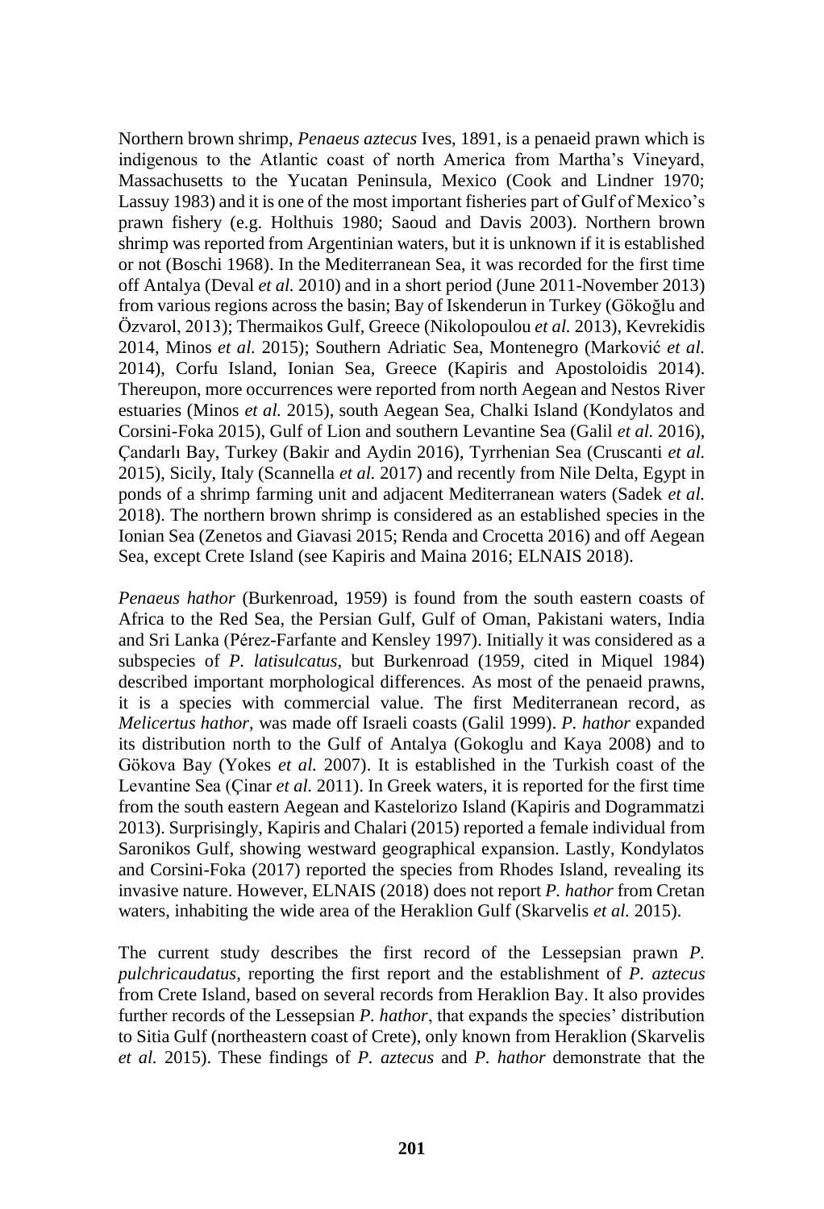Northern brown shrimp, *Penaeus aztecus* Ives, 1891, is a penaeid prawn which is indigenous to the Atlantic coast of north America from Martha's Vineyard, Massachusetts to the Yucatan Peninsula, Mexico (Cook and Lindner 1970; Lassuy 1983) and it is one of the most important fisheries part of Gulf of Mexico's prawn fishery (e.g. Holthuis 1980; Saoud and Davis 2003). Northern brown shrimp was reported from Argentinian waters, but it is unknown if it is established or not (Boschi 1968). In the Mediterranean Sea, it was recorded for the first time off Antalya (Deval *et al.* 2010) and in a short period (June 2011-November 2013) from various regions across the basin; Bay of Iskenderun in Turkey (Gökoğlu and Özvarol, 2013); Thermaikos Gulf, Greece (Nikolopoulou *et al.* 2013), Kevrekidis 2014, Minos *et al.* 2015); Southern Adriatic Sea, Montenegro (Marković *et al.* 2014), Corfu Island, Ionian Sea, Greece (Kapiris and Apostoloidis 2014). Thereupon, more occurrences were reported from north Aegean and Nestos River estuaries (Minos *et al.* 2015), south Aegean Sea, Chalki Island (Kondylatos and Corsini-Foka 2015), Gulf of Lion and southern Levantine Sea (Galil *et al.* 2016), Çandarlı Bay, Turkey (Bakir and Aydin 2016), Tyrrhenian Sea (Cruscanti *et al.* 2015), Sicily, Italy (Scannella *et al.* 2017) and recently from Nile Delta, Egypt in ponds of a shrimp farming unit and adjacent Mediterranean waters (Sadek *et al.* 2018). The northern brown shrimp is considered as an established species in the Ionian Sea (Zenetos and Giavasi 2015; Renda and Crocetta 2016) and off Aegean Sea, except Crete Island (see Kapiris and Maina 2016; ELNAIS 2018).

*Penaeus hathor* (Burkenroad, 1959) is found from the south eastern coasts of Africa to the Red Sea, the Persian Gulf, Gulf of Oman, Pakistani waters, India and Sri Lanka (Pérez-Farfante and Kensley 1997). Initially it was considered as a subspecies of *P. latisulcatus*, but Burkenroad (1959, cited in Miquel 1984) described important morphological differences. As most of the penaeid prawns, it is a species with commercial value. The first Mediterranean record, as *Melicertus hathor*, was made off Israeli coasts (Galil 1999). *P. hathor* expanded its distribution north to the Gulf of Antalya (Gokoglu and Kaya 2008) and to Gökova Bay (Yokes *et al.* 2007). It is established in the Turkish coast of the Levantine Sea (Çinar *et al.* 2011). In Greek waters, it is reported for the first time from the south eastern Aegean and Kastelorizo Island (Kapiris and Dogrammatzi 2013). Surprisingly, Kapiris and Chalari (2015) reported a female individual from Saronikos Gulf, showing westward geographical expansion. Lastly, Kondylatos and Corsini-Foka (2017) reported the species from Rhodes Island, revealing its invasive nature. However, ELNAIS (2018) does not report *P. hathor* from Cretan waters, inhabiting the wide area of the Heraklion Gulf (Skarvelis *et al.* 2015).

The current study describes the first record of the Lessepsian prawn *P. pulchricaudatus*, reporting the first report and the establishment of *P. aztecus* from Crete Island, based on several records from Heraklion Bay. It also provides further records of the Lessepsian *P. hathor*, that expands the species' distribution to Sitia Gulf (northeastern coast of Crete), only known from Heraklion (Skarvelis *et al.* 2015). These findings of *P. aztecus* and *P. hathor* demonstrate that the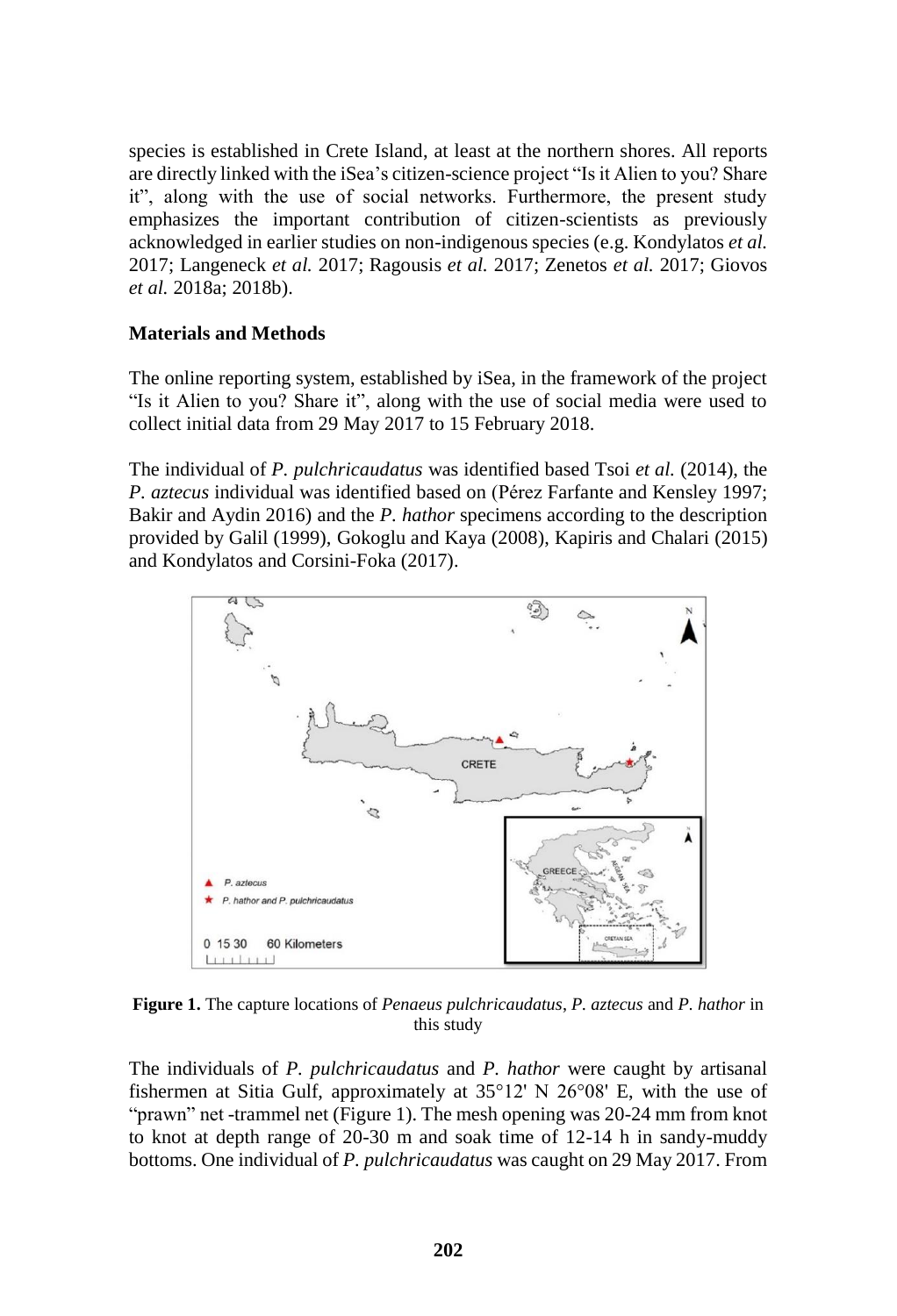species is established in Crete Island, at least at the northern shores. All reports are directly linked with the iSea's citizen-science project "Is it Alien to you? Share it", along with the use of social networks. Furthermore, the present study emphasizes the important contribution of citizen-scientists as previously acknowledged in earlier studies on non-indigenous species (e.g. Kondylatos *et al.* 2017; Langeneck *et al.* 2017; Ragousis *et al.* 2017; Zenetos *et al.* 2017; Giovos *et al.* 2018a; 2018b).

## Materials and Methods

The online reporting system, established by iSea, in the framework of the project "Is it Alien to you? Share it", along with the use of social media were used to collect initial data from 29 May 2017 to 15 February 2018.

The individual of *P. pulchricaudatus* was identified based Tsoi *et al.* (2014), the *P. aztecus* individual was identified based on (Pérez Farfante and Kensley 1997; Bakir and Aydin 2016) and the *P. hathor* specimens according to the description provided by Galil (1999), Gokoglu and Kaya (2008), Kapiris and Chalari (2015) and Kondylatos and Corsini-Foka (2017).

**Figure 1.** The capture locations of *Penaeus pulchricaudatus*, *P. aztecus* and *P. hathor* in this study

The individuals of *P. pulchricaudatus* and *P. hathor* were caught by artisanal fishermen at Sitia Gulf, approximately at 35°12' N 26°08' E, with the use of "prawn" net -trammel net (Figure 1). The mesh opening was 20-24 mm from knot to knot at depth range of 20-30 m and soak time of 12-14 h in sandy-muddy bottoms. One individual of *P. pulchricaudatus* was caught on 29 May 2017. From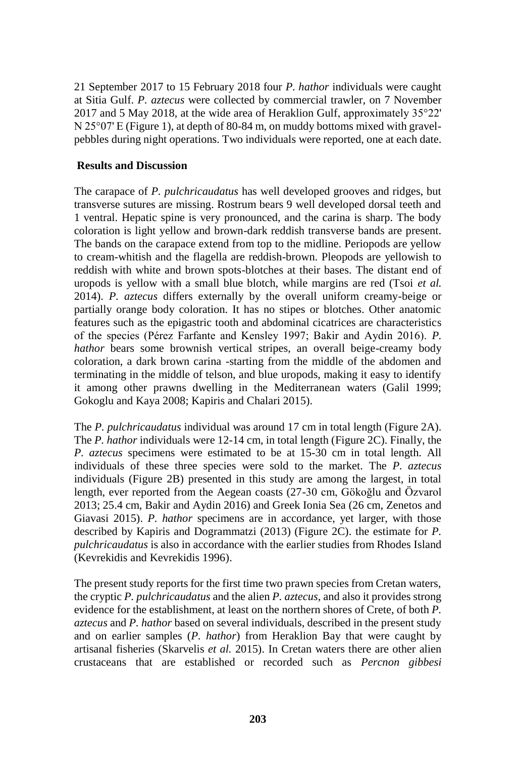21 September 2017 to 15 February 2018 four *P. hathor* individuals were caught at Sitia Gulf. *P. aztecus* were collected by commercial trawler, on 7 November 2017 and 5 May 2018, at the wide area of Heraklion Gulf, approximately 35°22' N 25°07' E (Figure 1), at depth of 80-84 m, on muddy bottoms mixed with gravel-pebbles during night operations. Two individuals were reported, one at each date.

## Results and Discussion

The carapace of *P. pulchricaudatus* has well developed grooves and ridges, but transverse sutures are missing. Rostrum bears 9 well developed dorsal teeth and 1 ventral. Hepatic spine is very pronounced, and the carina is sharp. The body coloration is light yellow and brown-dark reddish transverse bands are present. The bands on the carapace extend from top to the midline. Periopods are yellow to cream-whitish and the flagella are reddish-brown. Pleopods are yellowish to reddish with white and brown spots-blotches at their bases. The distant end of uropods is yellow with a small blue blotch, while margins are red (Tsoi *et al.* 2014). *P. aztecus* differs externally by the overall uniform creamy-beige or partially orange body coloration. It has no stipes or blotches. Other anatomic features such as the epigastric tooth and abdominal cicatrices are characteristics of the species (Pérez Farfante and Kensley 1997; Bakir and Aydin 2016). *P. hathor* bears some brownish vertical stripes, an overall beige-creamy body coloration, a dark brown carina -starting from the middle of the abdomen and terminating in the middle of telson, and blue uropods, making it easy to identify it among other prawns dwelling in the Mediterranean waters (Galil 1999; Gokoglu and Kaya 2008; Kapiris and Chalari 2015).

The *P. pulchricaudatus* individual was around 17 cm in total length (Figure 2A). The *P. hathor* individuals were 12-14 cm, in total length (Figure 2C). Finally, the *P. aztecus* specimens were estimated to be at 15-30 cm in total length. All individuals of these three species were sold to the market. The *P. aztecus* individuals (Figure 2B) presented in this study are among the largest, in total length, ever reported from the Aegean coasts (27-30 cm, Gökoğlu and Özvarol 2013; 25.4 cm, Bakir and Aydin 2016) and Greek Ionia Sea (26 cm, Zenetos and Giavasi 2015). *P. hathor* specimens are in accordance, yet larger, with those described by Kapiris and Dogrammatzi (2013) (Figure 2C). the estimate for *P. pulchricaudatus* is also in accordance with the earlier studies from Rhodes Island (Kevrekidis and Kevrekidis 1996).

The present study reports for the first time two prawn species from Cretan waters, the cryptic *P. pulchricaudatus* and the alien *P. aztecus*, and also it provides strong evidence for the establishment, at least on the northern shores of Crete, of both *P. aztecus* and *P. hathor* based on several individuals, described in the present study and on earlier samples (*P. hathor*) from Heraklion Bay that were caught by artisanal fisheries (Skarvelis *et al.* 2015). In Cretan waters there are other alien crustaceans that are established or recorded such as *Percnon gibbesi*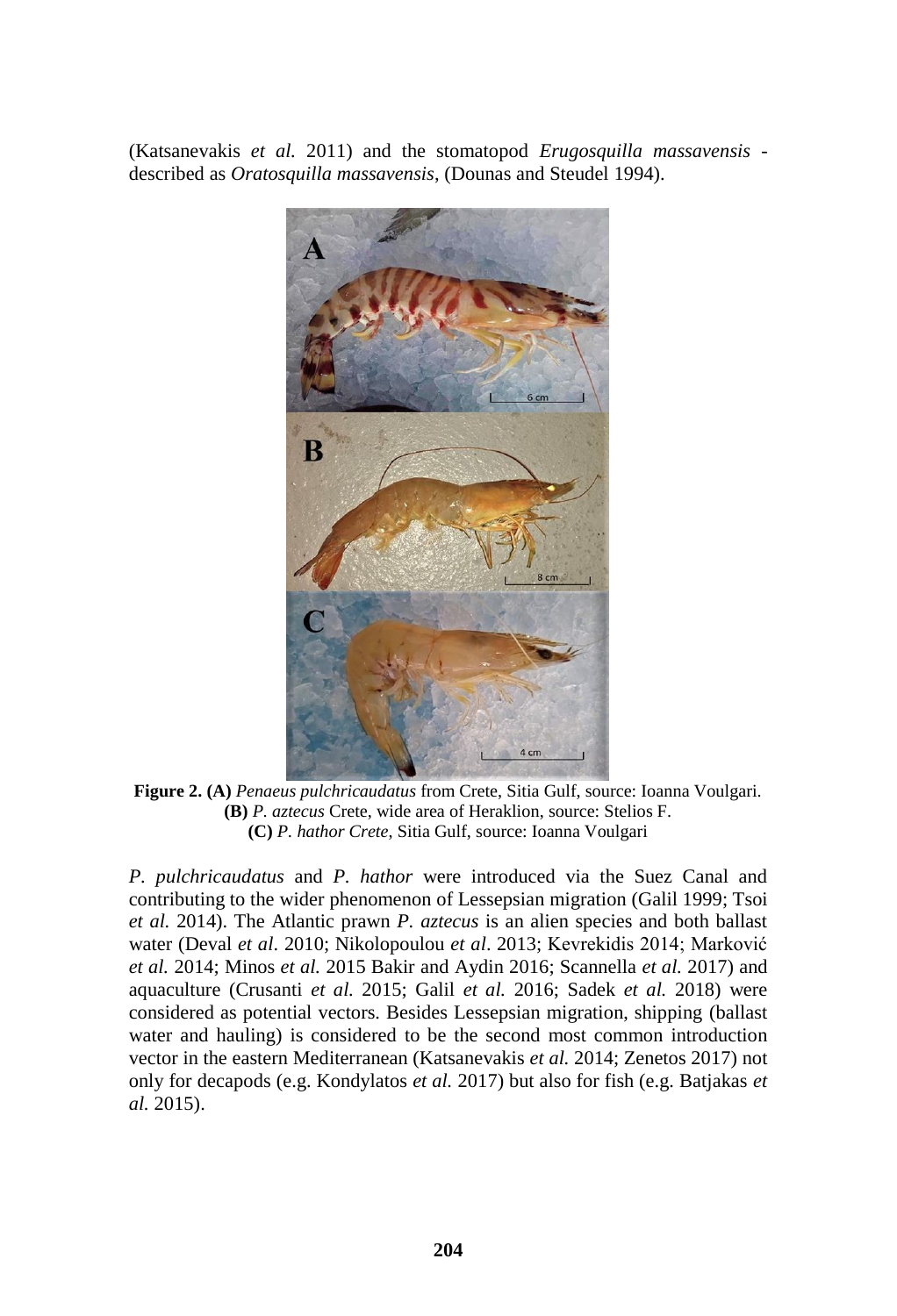(Katsanevakis *et al.* 2011) and the stomatopod *Erugosquilla massavensis* - described as *Oratosquilla massavensis*, (Dounas and Steudel 1994).

**Figure 2. (A)** *Penaeus pulchricaudatus* from Crete, Sitia Gulf, source: Ioanna Voulgari. **(B)** *P. aztecus* Crete, wide area of Heraklion, source: Stelios F. **(C)** *P. hathor Crete*, Sitia Gulf, source: Ioanna Voulgari

*P. pulchricaudatus* and *P. hathor* were introduced via the Suez Canal and contributing to the wider phenomenon of Lessepsian migration (Galil 1999; Tsoi *et al.* 2014). The Atlantic prawn *P. aztecus* is an alien species and both ballast water (Deval *et al*. 2010; Nikolopoulou *et al*. 2013; Kevrekidis 2014; Marković *et al.* 2014; Minos *et al.* 2015 Bakir and Aydin 2016; Scannella *et al.* 2017) and aquaculture (Crusanti *et al.* 2015; Galil *et al.* 2016; Sadek *et al.* 2018) were considered as potential vectors. Besides Lessepsian migration, shipping (ballast water and hauling) is considered to be the second most common introduction vector in the eastern Mediterranean (Katsanevakis *et al.* 2014; Zenetos 2017) not only for decapods (e.g. Kondylatos *et al.* 2017) but also for fish (e.g. Batjakas *et al.* 2015).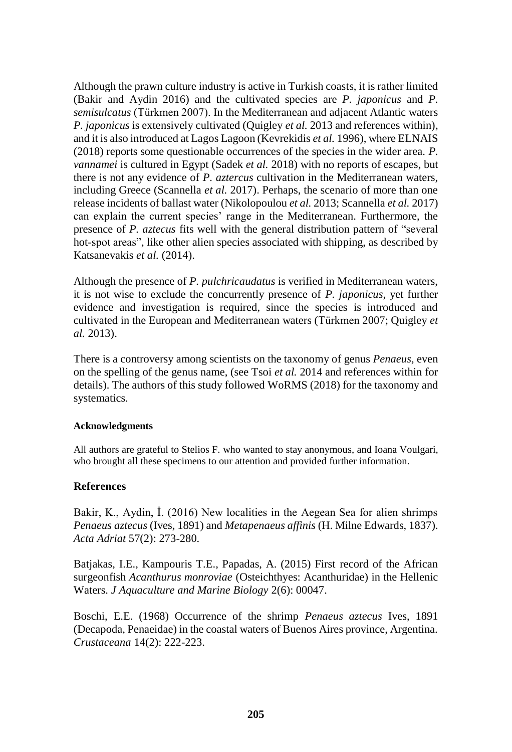Although the prawn culture industry is active in Turkish coasts, it is rather limited (Bakir and Aydin 2016) and the cultivated species are *P. japonicus* and *P. semisulcatus* (Türkmen 2007). In the Mediterranean and adjacent Atlantic waters *P. japonicus* is extensively cultivated (Quigley *et al.* 2013 and references within), and it is also introduced at Lagos Lagoon (Kevrekidis *et al.* 1996), where ELNAIS (2018) reports some questionable occurrences of the species in the wider area. *P. vannamei* is cultured in Egypt (Sadek *et al.* 2018) with no reports of escapes, but there is not any evidence of *P. aztercus* cultivation in the Mediterranean waters, including Greece (Scannella *et al.* 2017). Perhaps, the scenario of more than one release incidents of ballast water (Nikolopoulou *et al.* 2013; Scannella *et al.* 2017) can explain the current species' range in the Mediterranean. Furthermore, the presence of *P. aztecus* fits well with the general distribution pattern of "several hot-spot areas", like other alien species associated with shipping, as described by Katsanevakis *et al.* (2014).

Although the presence of *P. pulchricaudatus* is verified in Mediterranean waters, it is not wise to exclude the concurrently presence of *P. japonicus*, yet further evidence and investigation is required, since the species is introduced and cultivated in the European and Mediterranean waters (Türkmen 2007; Quigley *et al.* 2013).

There is a controversy among scientists on the taxonomy of genus *Penaeus,* even on the spelling of the genus name, (see Tsoi *et al.* 2014 and references within for details). The authors of this study followed WoRMS (2018) for the taxonomy and systematics.

#### Acknowledgments

All authors are grateful to Stelios F. who wanted to stay anonymous, and Ioana Voulgari, who brought all these specimens to our attention and provided further information.

### References

Bakir, K., Aydin, İ. (2016) New localities in the Aegean Sea for alien shrimps *Penaeus aztecus* (Ives, 1891) and *Metapenaeus affinis* (H. Milne Edwards, 1837). *Acta Adriat* 57(2): 273-280.

Batjakas, I.E., Kampouris T.E., Papadas, A. (2015) First record of the African surgeonfish *Acanthurus monroviae* (Osteichthyes: Acanthuridae) in the Hellenic Waters. *J Aquaculture and Marine Biology* 2(6): 00047.

Boschi, E.E. (1968) Occurrence of the shrimp *Penaeus aztecus* Ives, 1891 (Decapoda, Penaeidae) in the coastal waters of Buenos Aires province, Argentina. *Crustaceana* 14(2): 222-223.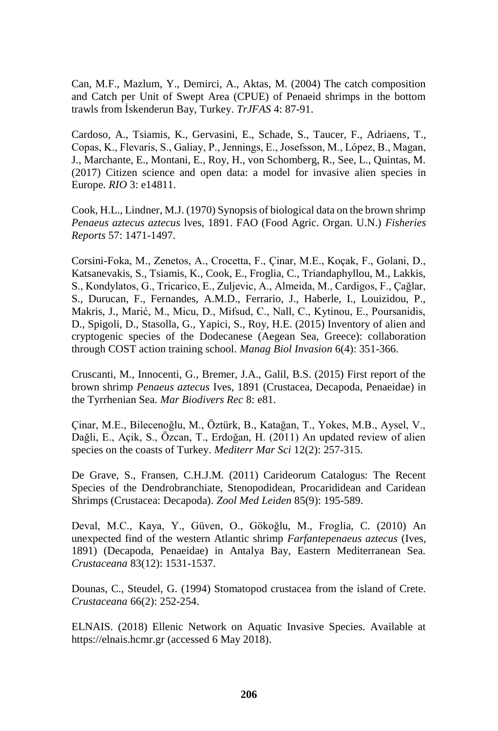Can, M.F., Mazlum, Y., Demirci, A., Aktas, M. (2004) The catch composition and Catch per Unit of Swept Area (CPUE) of Penaeid shrimps in the bottom trawls from İskenderun Bay, Turkey. *TrJFAS* 4: 87-91.

Cardoso, A., Tsiamis, K., Gervasini, E., Schade, S., Taucer, F., Adriaens, T., Copas, K., Flevaris, S., Galiay, P., Jennings, E., Josefsson, M., López, B., Magan, J., Marchante, E., Montani, E., Roy, H., von Schomberg, R., See, L., Quintas, M. (2017) Citizen science and open data: a model for invasive alien species in Europe. *RIO* 3: e14811.

Cook, H.L., Lindner, M.J. (1970) Synopsis of biological data on the brown shrimp *Penaeus aztecus aztecus* lves, 1891. FAO (Food Agric. Organ. U.N.) *Fisheries Reports* 57: 1471-1497.

Corsini-Foka, M., Zenetos, A., Crocetta, F., Çinar, M.E., Koçak, F., Golani, D., Katsanevakis, S., Tsiamis, K., Cook, E., Froglia, C., Triandaphyllou, M., Lakkis, S., Kondylatos, G., Tricarico, E., Zuljevic, A., Almeida, M., Cardigos, F., Çağlar, S., Durucan, F., Fernandes, A.M.D., Ferrario, J., Haberle, I., Louizidou, P., Makris, J., Marić, M., Micu, D., Mifsud, C., Nall, C., Kytinou, E., Poursanidis, D., Spigoli, D., Stasolla, G., Yapici, S., Roy, H.E. (2015) Inventory of alien and cryptogenic species of the Dodecanese (Aegean Sea, Greece): collaboration through COST action training school. *Manag Biol Invasion* 6(4): 351-366.

Cruscanti, M., Innocenti, G., Bremer, J.A., Galil, B.S. (2015) First report of the brown shrimp *Penaeus aztecus* Ives, 1891 (Crustacea, Decapoda, Penaeidae) in the Tyrrhenian Sea. *Mar Biodivers Rec* 8: e81.

Çinar, M.E., Bilecenoğlu, M., Öztürk, B., Katağan, T., Yokes, M.B., Aysel, V., Dağli, E., Açik, S., Özcan, T., Erdoğan, H. (2011) An updated review of alien species on the coasts of Turkey. *Mediterr Mar Sci* 12(2): 257-315.

De Grave, S., Fransen, C.H.J.M. (2011) Carideorum Catalogus: The Recent Species of the Dendrobranchiate, Stenopodidean, Procarididean and Caridean Shrimps (Crustacea: Decapoda). *Zool Med Leiden* 85(9): 195-589.

Deval, M.C., Kaya, Y., Güven, O., Gökoğlu, M., Froglia, C. (2010) An unexpected find of the western Atlantic shrimp *Farfantepenaeus aztecus* (Ives, 1891) (Decapoda, Penaeidae) in Antalya Bay, Eastern Mediterranean Sea. *Crustaceana* 83(12): 1531-1537.

Dounas, C., Steudel, G. (1994) Stomatopod crustacea from the island of Crete. *Crustaceana* 66(2): 252-254.

ELNAIS. (2018) Ellenic Network on Aquatic Invasive Species. Available at https://elnais.hcmr.gr (accessed 6 May 2018).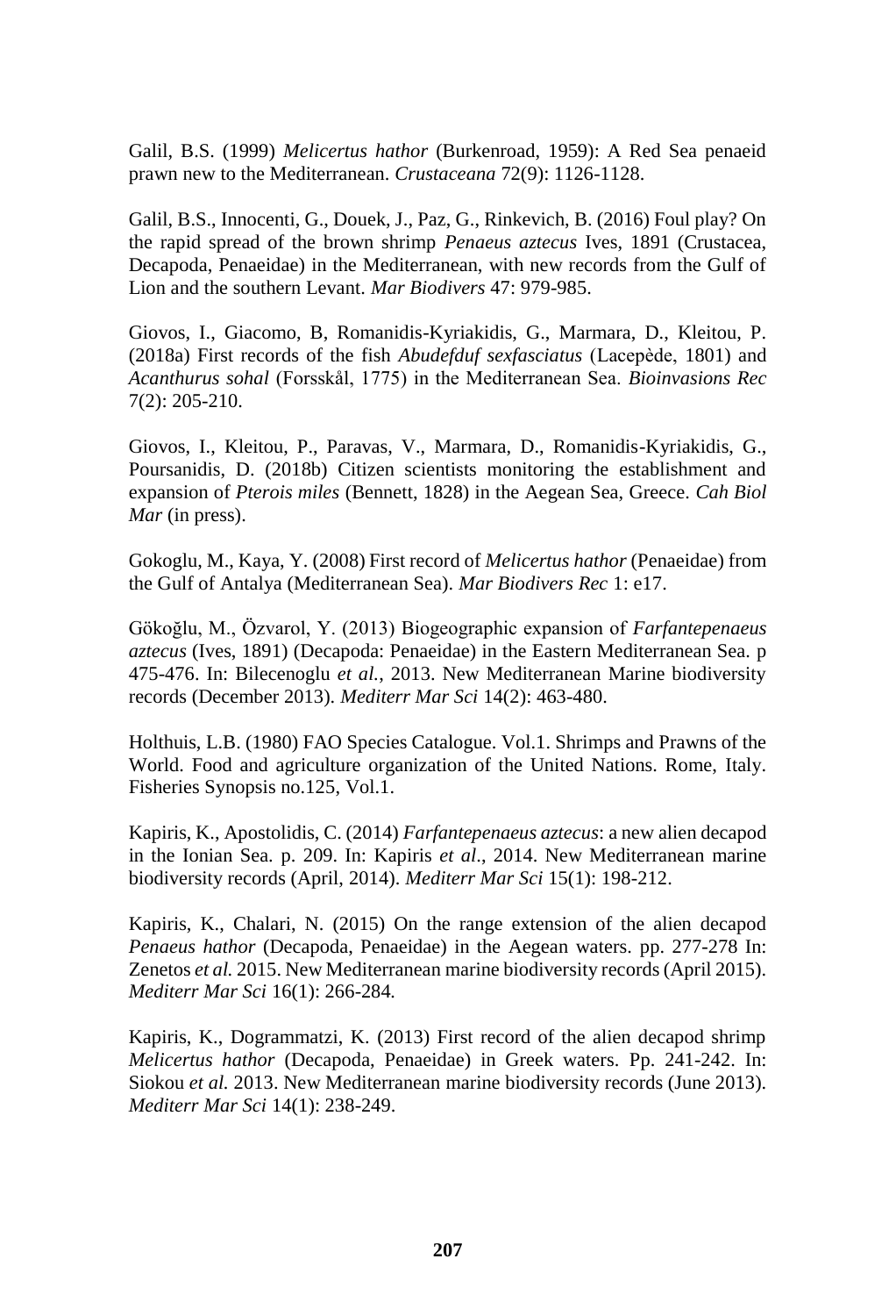Galil, B.S. (1999) *Melicertus hathor* (Burkenroad, 1959): A Red Sea penaeid prawn new to the Mediterranean. *Crustaceana* 72(9): 1126-1128.

Galil, B.S., Innocenti, G., Douek, J., Paz, G., Rinkevich, B. (2016) Foul play? On the rapid spread of the brown shrimp *Penaeus aztecus* Ives, 1891 (Crustacea, Decapoda, Penaeidae) in the Mediterranean, with new records from the Gulf of Lion and the southern Levant. *Mar Biodivers* 47: 979-985.

Giovos, I., Giacomo, B, Romanidis-Kyriakidis, G., Marmara, D., Kleitou, P. (2018a) First records of the fish *Abudefduf sexfasciatus* (Lacepède, 1801) and *Acanthurus sohal* (Forsskål, 1775) in the Mediterranean Sea. *Bioinvasions Rec* 7(2): 205-210.

Giovos, I., Kleitou, P., Paravas, V., Marmara, D., Romanidis-Kyriakidis, G., Poursanidis, D. (2018b) Citizen scientists monitoring the establishment and expansion of *Pterois miles* (Bennett, 1828) in the Aegean Sea, Greece. *Cah Biol Mar* (in press).

Gokoglu, M., Kaya, Y. (2008) First record of *Melicertus hathor* (Penaeidae) from the Gulf of Antalya (Mediterranean Sea). *Mar Biodivers Rec* 1: e17.

Gökoğlu, M., Özvarol, Y. (2013) Biogeographic expansion of *Farfantepenaeus aztecus* (Ives, 1891) (Decapoda: Penaeidae) in the Eastern Mediterranean Sea. p 475-476. In: Bilecenoglu *et al.*, 2013. New Mediterranean Marine biodiversity records (December 2013). *Mediterr Mar Sci* 14(2): 463-480.

Holthuis, L.B. (1980) FAO Species Catalogue. Vol.1. Shrimps and Prawns of the World. Food and agriculture organization of the United Nations. Rome, Italy. Fisheries Synopsis no.125, Vol.1.

Kapiris, K., Apostolidis, C. (2014) *Farfantepenaeus aztecus*: a new alien decapod in the Ionian Sea. p. 209. In: Kapiris *et al*., 2014. New Mediterranean marine biodiversity records (April, 2014). *Mediterr Mar Sci* 15(1): 198-212.

Kapiris, K., Chalari, N. (2015) On the range extension of the alien decapod *Penaeus hathor* (Decapoda, Penaeidae) in the Aegean waters. pp. 277-278 In: Zenetos *et al.* 2015. New Mediterranean marine biodiversity records (April 2015). *Mediterr Mar Sci* 16(1): 266-284.

Kapiris, K., Dogrammatzi, K. (2013) First record of the alien decapod shrimp *Melicertus hathor* (Decapoda, Penaeidae) in Greek waters. Pp. 241-242. In: Siokou *et al.* 2013. New Mediterranean marine biodiversity records (June 2013). *Mediterr Mar Sci* 14(1): 238-249.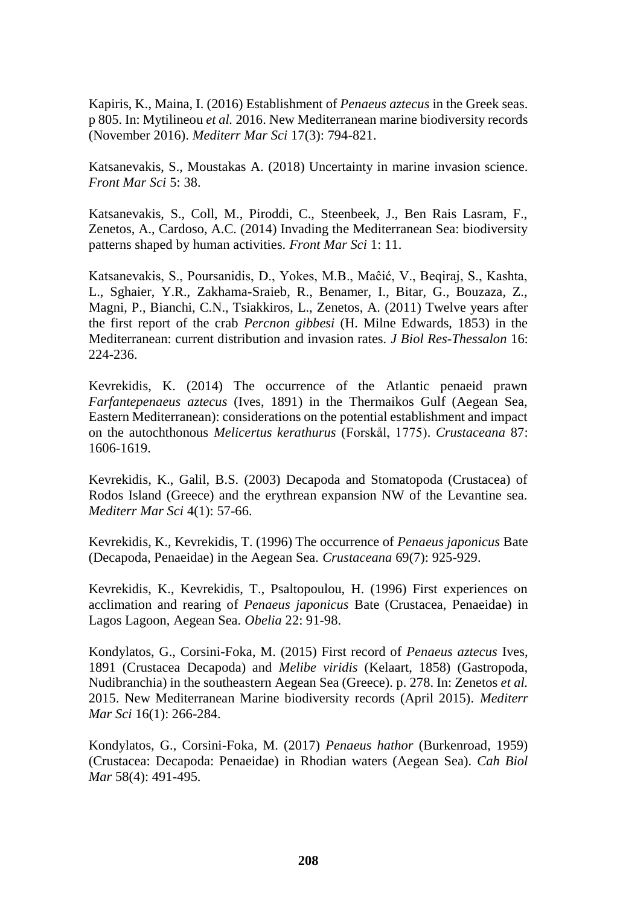Kapiris, K., Maina, I. (2016) Establishment of *Penaeus aztecus* in the Greek seas. p 805. In: Mytilineou *et al.* 2016. New Mediterranean marine biodiversity records (November 2016). *Mediterr Mar Sci* 17(3): 794-821.

Katsanevakis, S., Moustakas A. (2018) Uncertainty in marine invasion science. *Front Mar Sci* 5: 38.

Katsanevakis, S., Coll, M., Piroddi, C., Steenbeek, J., Ben Rais Lasram, F., Zenetos, A., Cardoso, A.C. (2014) Invading the Mediterranean Sea: biodiversity patterns shaped by human activities. *Front Mar Sci* 1: 11.

Katsanevakis, S., Poursanidis, D., Yokes, M.B., Maĉić, V., Beqiraj, S., Kashta, L., Sghaier, Y.R., Zakhama-Sraieb, R., Benamer, I., Bitar, G., Bouzaza, Z., Magni, P., Bianchi, C.N., Tsiakkiros, L., Zenetos, A. (2011) Twelve years after the first report of the crab *Percnon gibbesi* (H. Milne Edwards, 1853) in the Mediterranean: current distribution and invasion rates. *J Biol Res-Thessalon* 16: 224-236.

Kevrekidis, K. (2014) The occurrence of the Atlantic penaeid prawn *Farfantepenaeus aztecus* (Ives, 1891) in the Thermaikos Gulf (Aegean Sea, Eastern Mediterranean): considerations on the potential establishment and impact on the autochthonous *Melicertus kerathurus* (Forskål, 1775). *Crustaceana* 87: 1606-1619.

Kevrekidis, K., Galil, B.S. (2003) Decapoda and Stomatopoda (Crustacea) of Rodos Island (Greece) and the erythrean expansion NW of the Levantine sea. *Mediterr Mar Sci* 4(1): 57-66.

Kevrekidis, K., Kevrekidis, T. (1996) The occurrence of *Penaeus japonicus* Bate (Decapoda, Penaeidae) in the Aegean Sea. *Crustaceana* 69(7): 925-929.

Kevrekidis, K., Kevrekidis, T., Psaltopoulou, H. (1996) First experiences on acclimation and rearing of *Penaeus japonicus* Bate (Crustacea, Penaeidae) in Lagos Lagoon, Aegean Sea. *Obelia* 22: 91-98.

Kondylatos, G., Corsini-Foka, M. (2015) First record of *Penaeus aztecus* Ives, 1891 (Crustacea Decapoda) and *Melibe viridis* (Kelaart, 1858) (Gastropoda, Nudibranchia) in the southeastern Aegean Sea (Greece). p. 278. In: Zenetos *et al.* 2015. New Mediterranean Marine biodiversity records (April 2015). *Mediterr Mar Sci* 16(1): 266-284.

Kondylatos, G., Corsini-Foka, M. (2017) *Penaeus hathor* (Burkenroad, 1959) (Crustacea: Decapoda: Penaeidae) in Rhodian waters (Aegean Sea). *Cah Biol Mar* 58(4): 491-495.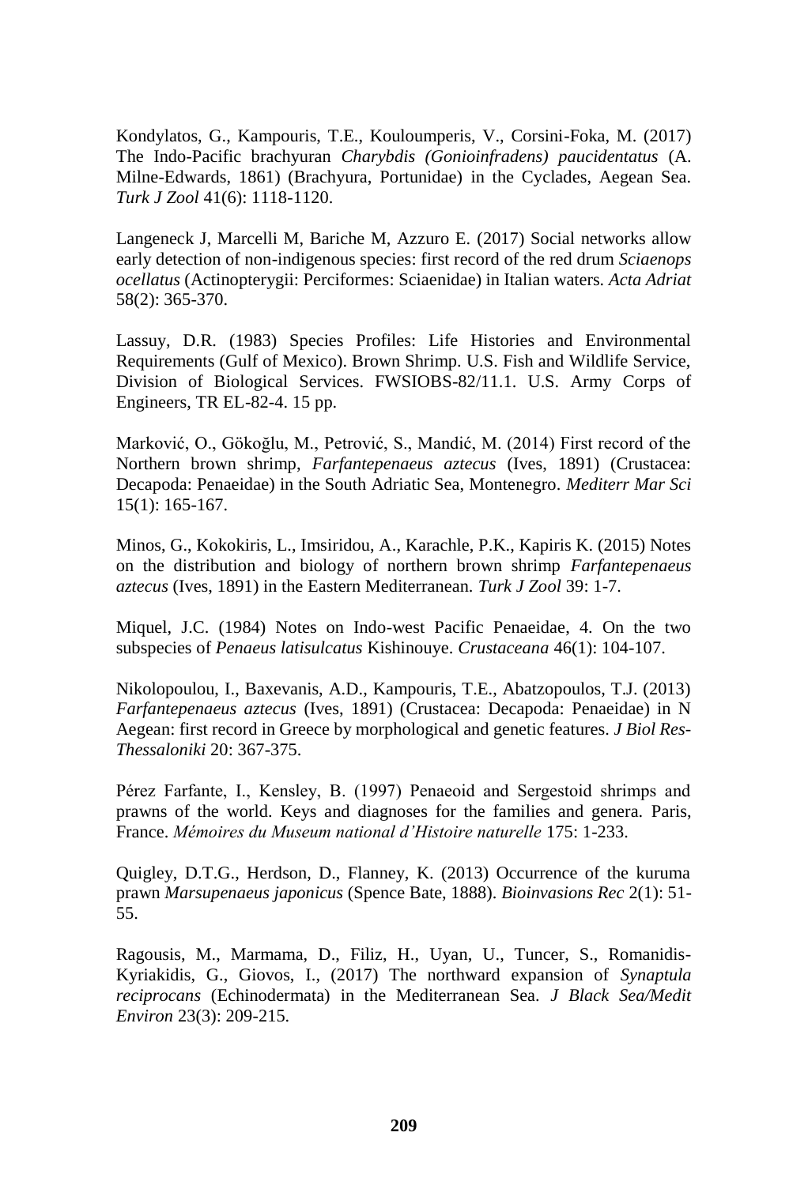Kondylatos, G., Kampouris, T.E., Kouloumperis, V., Corsini-Foka, M. (2017) The Indo-Pacific brachyuran *Charybdis (Gonioinfradens) paucidentatus* (A. Milne-Edwards, 1861) (Brachyura, Portunidae) in the Cyclades, Aegean Sea. *Turk J Zool* 41(6): 1118-1120.

Langeneck J, Marcelli M, Bariche M, Azzuro E. (2017) Social networks allow early detection of non-indigenous species: first record of the red drum *Sciaenops ocellatus* (Actinopterygii: Perciformes: Sciaenidae) in Italian waters. *Acta Adriat* 58(2): 365-370.

Lassuy, D.R. (1983) Species Profiles: Life Histories and Environmental Requirements (Gulf of Mexico). Brown Shrimp. U.S. Fish and Wildlife Service, Division of Biological Services. FWSIOBS-82/11.1. U.S. Army Corps of Engineers, TR EL-82-4. 15 pp.

Marković, O., Gökoğlu, M., Petrović, S., Mandić, M. (2014) First record of the Northern brown shrimp, *Farfantepenaeus aztecus* (Ives, 1891) (Crustacea: Decapoda: Penaeidae) in the South Adriatic Sea, Montenegro. *Mediterr Mar Sci* 15(1): 165-167.

Minos, G., Kokokiris, L., Imsiridou, A., Karachle, P.K., Kapiris K. (2015) Notes on the distribution and biology of northern brown shrimp *Farfantepenaeus aztecus* (Ives, 1891) in the Eastern Mediterranean. *Turk J Zool* 39: 1-7.

Miquel, J.C. (1984) Notes on Indo-west Pacific Penaeidae, 4. On the two subspecies of *Penaeus latisulcatus* Kishinouye. *Crustaceana* 46(1): 104-107.

Nikolopoulou, I., Baxevanis, A.D., Kampouris, T.E., Abatzopoulos, T.J. (2013) *Farfantepenaeus aztecus* (Ives, 1891) (Crustacea: Decapoda: Penaeidae) in N Aegean: first record in Greece by morphological and genetic features. *J Biol Res-Thessaloniki* 20: 367-375.

Pérez Farfante, I., Kensley, B. (1997) Penaeoid and Sergestoid shrimps and prawns of the world. Keys and diagnoses for the families and genera. Paris, France. *Mémoires du Museum national d'Histoire naturelle* 175: 1-233.

Quigley, D.T.G., Herdson, D., Flanney, K. (2013) Occurrence of the kuruma prawn *Marsupenaeus japonicus* (Spence Bate, 1888). *Bioinvasions Rec* 2(1): 51-55.

Ragousis, M., Marmama, D., Filiz, H., Uyan, U., Tuncer, S., Romanidis-Kyriakidis, G., Giovos, I., (2017) The northward expansion of *Synaptula reciprocans* (Echinodermata) in the Mediterranean Sea. *J Black Sea/Medit Environ* 23(3): 209-215.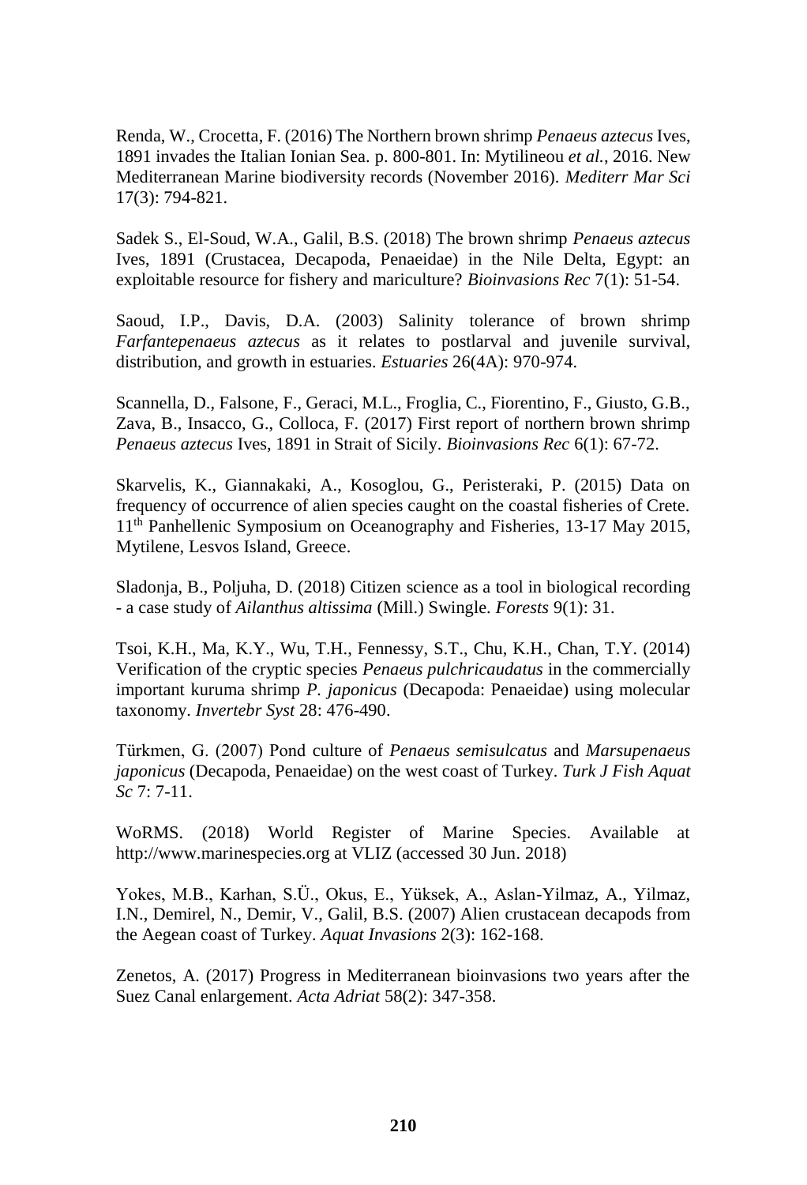Renda, W., Crocetta, F. (2016) The Northern brown shrimp *Penaeus aztecus* Ives, 1891 invades the Italian Ionian Sea. p. 800-801. In: Mytilineou *et al.*, 2016. New Mediterranean Marine biodiversity records (November 2016). *Mediterr Mar Sci* 17(3): 794-821.

Sadek S., El-Soud, W.A., Galil, B.S. (2018) The brown shrimp *Penaeus aztecus* Ives, 1891 (Crustacea, Decapoda, Penaeidae) in the Nile Delta, Egypt: an exploitable resource for fishery and mariculture? *Bioinvasions Rec* 7(1): 51-54.

Saoud, I.P., Davis, D.A. (2003) Salinity tolerance of brown shrimp *Farfantepenaeus aztecus* as it relates to postlarval and juvenile survival, distribution, and growth in estuaries. *Estuaries* 26(4A): 970-974.

Scannella, D., Falsone, F., Geraci, M.L., Froglia, C., Fiorentino, F., Giusto, G.B., Zava, B., Insacco, G., Colloca, F. (2017) First report of northern brown shrimp *Penaeus aztecus* Ives, 1891 in Strait of Sicily. *Bioinvasions Rec* 6(1): 67-72.

Skarvelis, K., Giannakaki, A., Kosoglou, G., Peristeraki, P. (2015) Data on frequency of occurrence of alien species caught on the coastal fisheries of Crete. 11th Panhellenic Symposium on Oceanography and Fisheries, 13-17 May 2015, Mytilene, Lesvos Island, Greece.

Sladonja, B., Poljuha, D. (2018) Citizen science as a tool in biological recording - a case study of *Ailanthus altissima* (Mill.) Swingle. *Forests* 9(1): 31.

Tsoi, K.H., Ma, K.Y., Wu, T.H., Fennessy, S.T., Chu, K.H., Chan, T.Y. (2014) Verification of the cryptic species *Penaeus pulchricaudatus* in the commercially important kuruma shrimp *P. japonicus* (Decapoda: Penaeidae) using molecular taxonomy. *Invertebr Syst* 28: 476-490.

Türkmen, G. (2007) Pond culture of *Penaeus semisulcatus* and *Marsupenaeus japonicus* (Decapoda, Penaeidae) on the west coast of Turkey. *Turk J Fish Aquat Sc* 7: 7-11.

WoRMS. (2018) World Register of Marine Species. Available at http://www.marinespecies.org at VLIZ (accessed 30 Jun. 2018)

Yokes, M.B., Karhan, S.Ü., Okus, E., Yüksek, A., Aslan-Yilmaz, A., Yilmaz, I.N., Demirel, N., Demir, V., Galil, B.S. (2007) Alien crustacean decapods from the Aegean coast of Turkey. *Aquat Invasions* 2(3): 162-168.

Zenetos, A. (2017) Progress in Mediterranean bioinvasions two years after the Suez Canal enlargement. *Acta Adriat* 58(2): 347-358.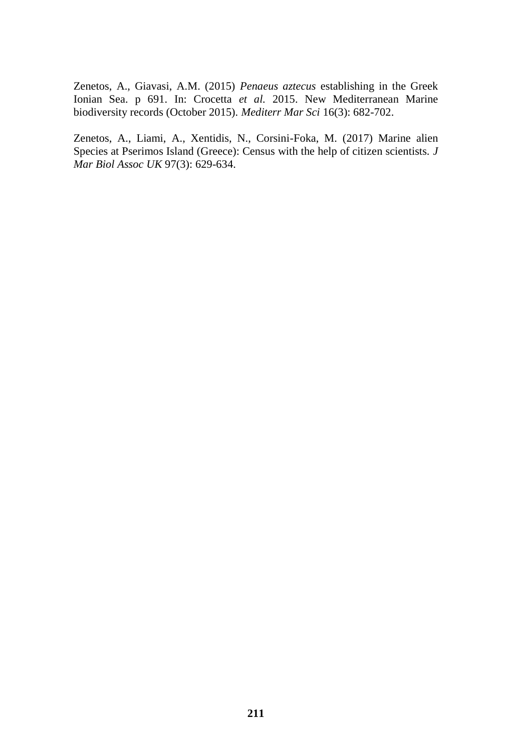Zenetos, A., Giavasi, A.M. (2015) *Penaeus aztecus* establishing in the Greek Ionian Sea. p 691. In: Crocetta *et al.* 2015. New Mediterranean Marine biodiversity records (October 2015). *Mediterr Mar Sci* 16(3): 682-702.

Zenetos, A., Liami, A., Xentidis, N., Corsini-Foka, M. (2017) Marine alien Species at Pserimos Island (Greece): Census with the help of citizen scientists. *J Mar Biol Assoc UK* 97(3): 629-634.